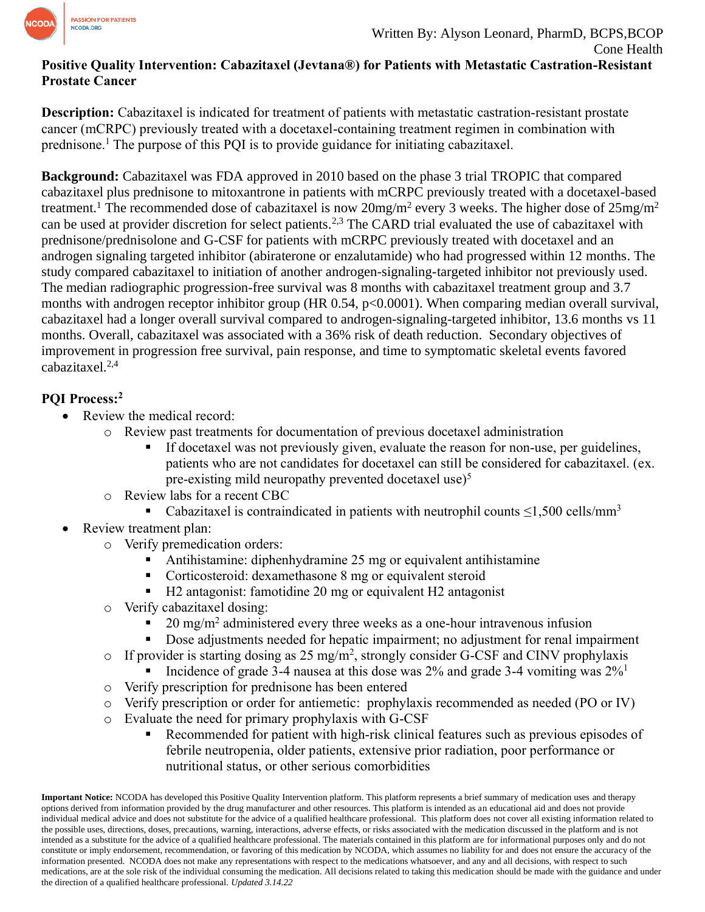Written By: Alyson Leonard, PharmD, BCPS,BCOP
Cone Health

# Positive Quality Intervention: Cabazitaxel (Jevtana®) for Patients with Metastatic Castration-Resistant Prostate Cancer

**Description:** Cabazitaxel is indicated for treatment of patients with metastatic castration-resistant prostate cancer (mCRPC) previously treated with a docetaxel-containing treatment regimen in combination with prednisone.[1] The purpose of this PQI is to provide guidance for initiating cabazitaxel.

**Background:** Cabazitaxel was FDA approved in 2010 based on the phase 3 trial TROPIC that compared cabazitaxel plus prednisone to mitoxantrone in patients with mCRPC previously treated with a docetaxel-based treatment.[1] The recommended dose of cabazitaxel is now 20mg/m$^2$ every 3 weeks. The higher dose of 25mg/m$^2$ can be used at provider discretion for select patients.[2,3] The CARD trial evaluated the use of cabazitaxel with prednisone/prednisolone and G-CSF for patients with mCRPC previously treated with docetaxel and an androgen signaling targeted inhibitor (abiraterone or enzalutamide) who had progressed within 12 months. The study compared cabazitaxel to initiation of another androgen-signaling-targeted inhibitor not previously used. The median radiographic progression-free survival was 8 months with cabazitaxel treatment group and 3.7 months with androgen receptor inhibitor group (HR 0.54, $p<0.0001$). When comparing median overall survival, cabazitaxel had a longer overall survival compared to androgen-signaling-targeted inhibitor, 13.6 months vs 11 months. Overall, cabazitaxel was associated with a 36% risk of death reduction. Secondary objectives of improvement in progression free survival, pain response, and time to symptomatic skeletal events favored cabazitaxel.[2,4]

## PQI Process:[2]

- Review the medical record:
  - Review past treatments for documentation of previous docetaxel administration
    - If docetaxel was not previously given, evaluate the reason for non-use, per guidelines, patients who are not candidates for docetaxel can still be considered for cabazitaxel. (ex. pre-existing mild neuropathy prevented docetaxel use)[5]
  - Review labs for a recent CBC
    - Cabazitaxel is contraindicated in patients with neutrophil counts ≤1,500 cells/mm$^3$
- Review treatment plan:
  - Verify premedication orders:
    - Antihistamine: diphenhydramine 25 mg or equivalent antihistamine
    - Corticosteroid: dexamethasone 8 mg or equivalent steroid
    - H2 antagonist: famotidine 20 mg or equivalent H2 antagonist
  - Verify cabazitaxel dosing:
    - 20 mg/m$^2$ administered every three weeks as a one-hour intravenous infusion
    - Dose adjustments needed for hepatic impairment; no adjustment for renal impairment
  - If provider is starting dosing as 25 mg/m$^2$, strongly consider G-CSF and CINV prophylaxis
    - Incidence of grade 3-4 nausea at this dose was 2% and grade 3-4 vomiting was 2%[1]
  - Verify prescription for prednisone has been entered
  - Verify prescription or order for antiemetic: prophylaxis recommended as needed (PO or IV)
  - Evaluate the need for primary prophylaxis with G-CSF
    - Recommended for patient with high-risk clinical features such as previous episodes of febrile neutropenia, older patients, extensive prior radiation, poor performance or nutritional status, or other serious comorbidities

**Important Notice:** NCODA has developed this Positive Quality Intervention platform. This platform represents a brief summary of medication uses and therapy options derived from information provided by the drug manufacturer and other resources. This platform is intended as an educational aid and does not provide individual medical advice and does not substitute for the advice of a qualified healthcare professional. This platform does not cover all existing information related to the possible uses, directions, doses, precautions, warning, interactions, adverse effects, or risks associated with the medication discussed in the platform and is not intended as a substitute for the advice of a qualified healthcare professional. The materials contained in this platform are for informational purposes only and do not constitute or imply endorsement, recommendation, or favoring of this medication by NCODA, which assumes no liability for and does not ensure the accuracy of the information presented. NCODA does not make any representations with respect to the medications whatsoever, and any and all decisions, with respect to such medications, are at the sole risk of the individual consuming the medication. All decisions related to taking this medication should be made with the guidance and under the direction of a qualified healthcare professional. *Updated 3.14.22*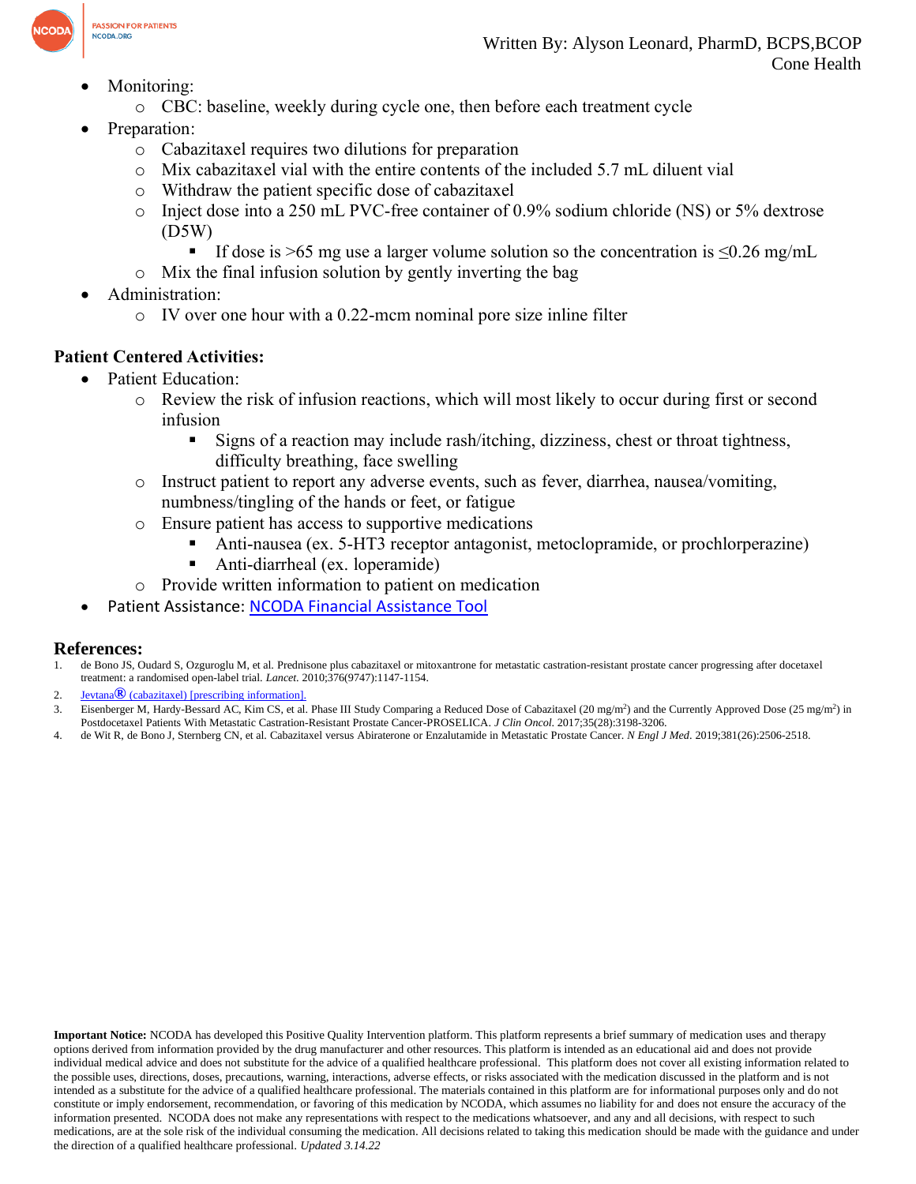- Monitoring:
  - CBC: baseline, weekly during cycle one, then before each treatment cycle
- Preparation:
  - Cabazitaxel requires two dilutions for preparation
  - Mix cabazitaxel vial with the entire contents of the included 5.7 mL diluent vial
  - Withdraw the patient specific dose of cabazitaxel
  - Inject dose into a 250 mL PVC-free container of 0.9% sodium chloride (NS) or 5% dextrose (D5W)
    - If dose is >65 mg use a larger volume solution so the concentration is ≤0.26 mg/mL
  - Mix the final infusion solution by gently inverting the bag
- Administration:
  - IV over one hour with a 0.22-mcm nominal pore size inline filter

**Patient Centered Activities:**

- Patient Education:
  - Review the risk of infusion reactions, which will most likely to occur during first or second infusion
    - Signs of a reaction may include rash/itching, dizziness, chest or throat tightness, difficulty breathing, face swelling
  - Instruct patient to report any adverse events, such as fever, diarrhea, nausea/vomiting, numbness/tingling of the hands or feet, or fatigue
  - Ensure patient has access to supportive medications
    - Anti-nausea (ex. 5-HT3 receptor antagonist, metoclopramide, or prochlorperazine)
    - Anti-diarrheal (ex. loperamide)
  - Provide written information to patient on medication
- Patient Assistance: NCODA Financial Assistance Tool

**References:**

1. de Bono JS, Oudard S, Ozguroglu M, et al. Prednisone plus cabazitaxel or mitoxantrone for metastatic castration-resistant prostate cancer progressing after docetaxel treatment: a randomised open-label trial. *Lancet*. 2010;376(9747):1147-1154.
2. Jevtana® (cabazitaxel) [prescribing information].
3. Eisenberger M, Hardy-Bessard AC, Kim CS, et al. Phase III Study Comparing a Reduced Dose of Cabazitaxel (20 mg/m²) and the Currently Approved Dose (25 mg/m²) in Postdocetaxel Patients With Metastatic Castration-Resistant Prostate Cancer-PROSELICA. *J Clin Oncol*. 2017;35(28):3198-3206.
4. de Wit R, de Bono J, Sternberg CN, et al. Cabazitaxel versus Abiraterone or Enzalutamide in Metastatic Prostate Cancer. *N Engl J Med*. 2019;381(26):2506-2518.

**Important Notice:** NCODA has developed this Positive Quality Intervention platform. This platform represents a brief summary of medication uses and therapy options derived from information provided by the drug manufacturer and other resources. This platform is intended as an educational aid and does not provide individual medical advice and does not substitute for the advice of a qualified healthcare professional. This platform does not cover all existing information related to the possible uses, directions, doses, precautions, warning, interactions, adverse effects, or risks associated with the medication discussed in the platform and is not intended as a substitute for the advice of a qualified healthcare professional. The materials contained in this platform are for informational purposes only and do not constitute or imply endorsement, recommendation, or favoring of this medication by NCODA, which assumes no liability for and does not ensure the accuracy of the information presented. NCODA does not make any representations with respect to the medications whatsoever, and any and all decisions, with respect to such medications, are at the sole risk of the individual consuming the medication. All decisions related to taking this medication should be made with the guidance and under the direction of a qualified healthcare professional. *Updated 3.14.22*